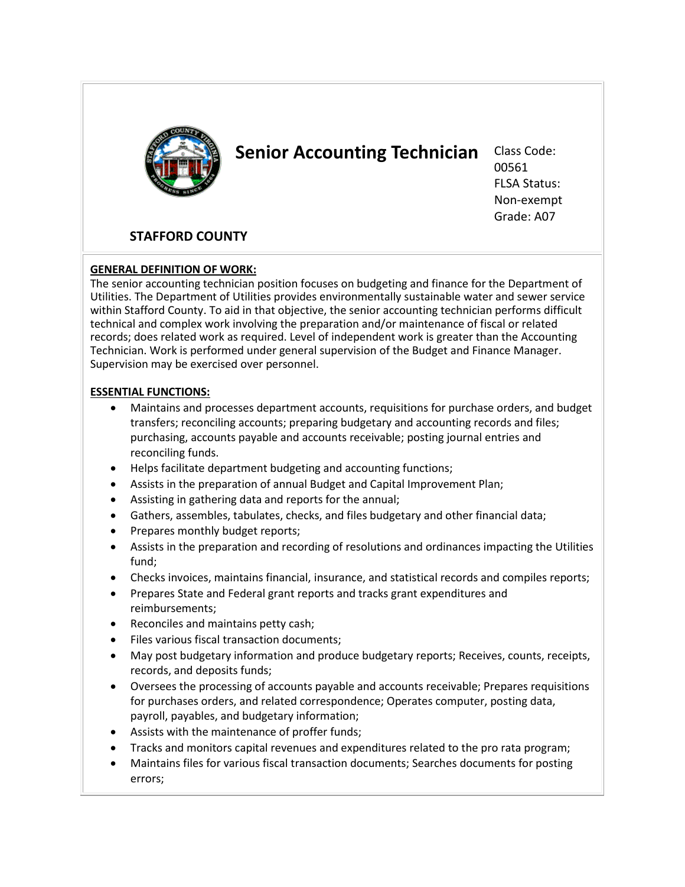# Senior Accounting Technician

Class Code: 00561
FLSA Status: Non-exempt
Grade: A07

**STAFFORD COUNTY**

**GENERAL DEFINITION OF WORK:**

The senior accounting technician position focuses on budgeting and finance for the Department of Utilities. The Department of Utilities provides environmentally sustainable water and sewer service within Stafford County. To aid in that objective, the senior accounting technician performs difficult technical and complex work involving the preparation and/or maintenance of fiscal or related records; does related work as required. Level of independent work is greater than the Accounting Technician. Work is performed under general supervision of the Budget and Finance Manager. Supervision may be exercised over personnel.

**ESSENTIAL FUNCTIONS:**

- Maintains and processes department accounts, requisitions for purchase orders, and budget transfers; reconciling accounts; preparing budgetary and accounting records and files; purchasing, accounts payable and accounts receivable; posting journal entries and reconciling funds.
- Helps facilitate department budgeting and accounting functions;
- Assists in the preparation of annual Budget and Capital Improvement Plan;
- Assisting in gathering data and reports for the annual;
- Gathers, assembles, tabulates, checks, and files budgetary and other financial data;
- Prepares monthly budget reports;
- Assists in the preparation and recording of resolutions and ordinances impacting the Utilities fund;
- Checks invoices, maintains financial, insurance, and statistical records and compiles reports;
- Prepares State and Federal grant reports and tracks grant expenditures and reimbursements;
- Reconciles and maintains petty cash;
- Files various fiscal transaction documents;
- May post budgetary information and produce budgetary reports; Receives, counts, receipts, records, and deposits funds;
- Oversees the processing of accounts payable and accounts receivable; Prepares requisitions for purchases orders, and related correspondence; Operates computer, posting data, payroll, payables, and budgetary information;
- Assists with the maintenance of proffer funds;
- Tracks and monitors capital revenues and expenditures related to the pro rata program;
- Maintains files for various fiscal transaction documents; Searches documents for posting errors;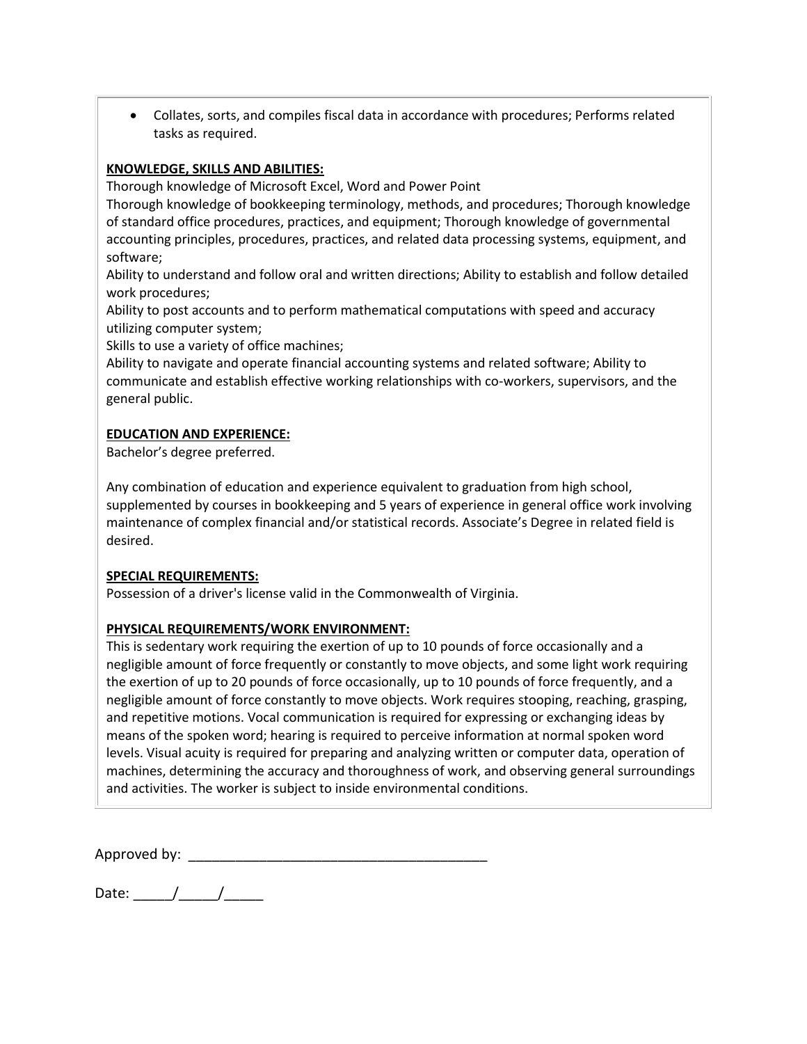- Collates, sorts, and compiles fiscal data in accordance with procedures; Performs related tasks as required.

**KNOWLEDGE, SKILLS AND ABILITIES:**

Thorough knowledge of Microsoft Excel, Word and Power Point

Thorough knowledge of bookkeeping terminology, methods, and procedures; Thorough knowledge of standard office procedures, practices, and equipment; Thorough knowledge of governmental accounting principles, procedures, practices, and related data processing systems, equipment, and software;

Ability to understand and follow oral and written directions; Ability to establish and follow detailed work procedures;

Ability to post accounts and to perform mathematical computations with speed and accuracy utilizing computer system;

Skills to use a variety of office machines;

Ability to navigate and operate financial accounting systems and related software; Ability to communicate and establish effective working relationships with co-workers, supervisors, and the general public.

**EDUCATION AND EXPERIENCE:**

Bachelor's degree preferred.

Any combination of education and experience equivalent to graduation from high school, supplemented by courses in bookkeeping and 5 years of experience in general office work involving maintenance of complex financial and/or statistical records. Associate's Degree in related field is desired.

**SPECIAL REQUIREMENTS:**

Possession of a driver's license valid in the Commonwealth of Virginia.

**PHYSICAL REQUIREMENTS/WORK ENVIRONMENT:**

This is sedentary work requiring the exertion of up to 10 pounds of force occasionally and a negligible amount of force frequently or constantly to move objects, and some light work requiring the exertion of up to 20 pounds of force occasionally, up to 10 pounds of force frequently, and a negligible amount of force constantly to move objects. Work requires stooping, reaching, grasping, and repetitive motions. Vocal communication is required for expressing or exchanging ideas by means of the spoken word; hearing is required to perceive information at normal spoken word levels. Visual acuity is required for preparing and analyzing written or computer data, operation of machines, determining the accuracy and thoroughness of work, and observing general surroundings and activities. The worker is subject to inside environmental conditions.

Approved by: ______________________________________

Date: _____/_____/_____